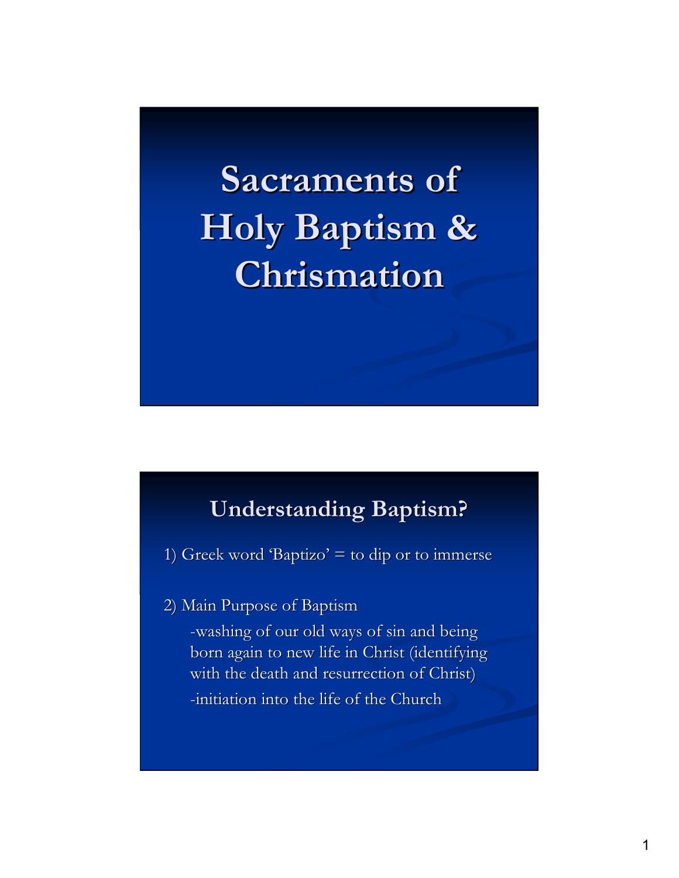# Sacraments of Holy Baptism & Chrismation

## Understanding Baptism?

1) Greek word 'Baptizo' = to dip or to immerse

2) Main Purpose of Baptism

   -washing of our old ways of sin and being born again to new life in Christ (identifying with the death and resurrection of Christ)

   -initiation into the life of the Church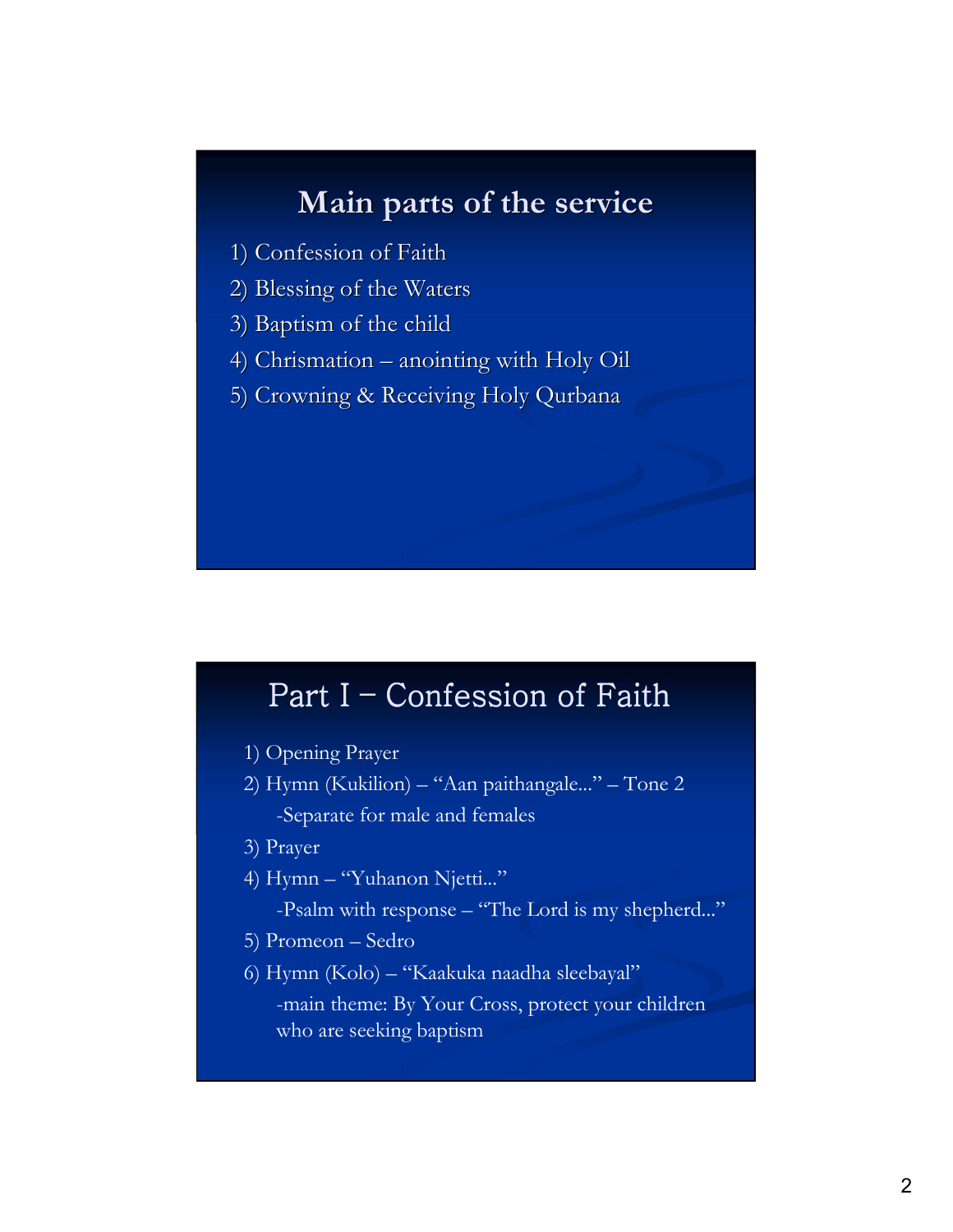## Main parts of the service

1) Confession of Faith
2) Blessing of the Waters
3) Baptism of the child
4) Chrismation – anointing with Holy Oil
5) Crowning & Receiving Holy Qurbana

## Part I – Confession of Faith

1) Opening Prayer
2) Hymn (Kukilion) – "Aan paithangale..." – Tone 2
   - Separate for male and females
3) Prayer
4) Hymn – "Yuhanon Njetti..."
   - Psalm with response – "The Lord is my shepherd..."
5) Promeon – Sedro
6) Hymn (Kolo) – "Kaakuka naadha sleebayal"
   - main theme: By Your Cross, protect your children who are seeking baptism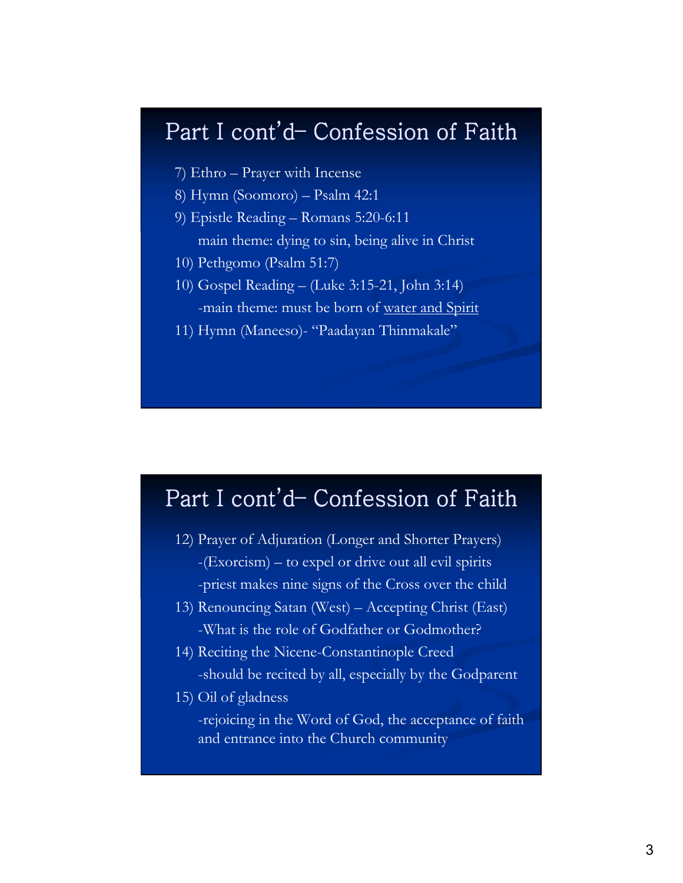## Part I cont'd– Confession of Faith

7) Ethro – Prayer with Incense

8) Hymn (Soomoro) – Psalm 42:1

9) Epistle Reading – Romans 5:20-6:11

   main theme: dying to sin, being alive in Christ

10) Pethgomo (Psalm 51:7)

10) Gospel Reading – (Luke 3:15-21, John 3:14)

   -main theme: must be born of water and Spirit

11) Hymn (Maneeso)- "Paadayan Thinmakale"

## Part I cont'd– Confession of Faith

12) Prayer of Adjuration (Longer and Shorter Prayers)

   -(Exorcism) – to expel or drive out all evil spirits

   -priest makes nine signs of the Cross over the child

13) Renouncing Satan (West) – Accepting Christ (East)

   -What is the role of Godfather or Godmother?

14) Reciting the Nicene-Constantinople Creed

   -should be recited by all, especially by the Godparent

15) Oil of gladness

   -rejoicing in the Word of God, the acceptance of faith and entrance into the Church community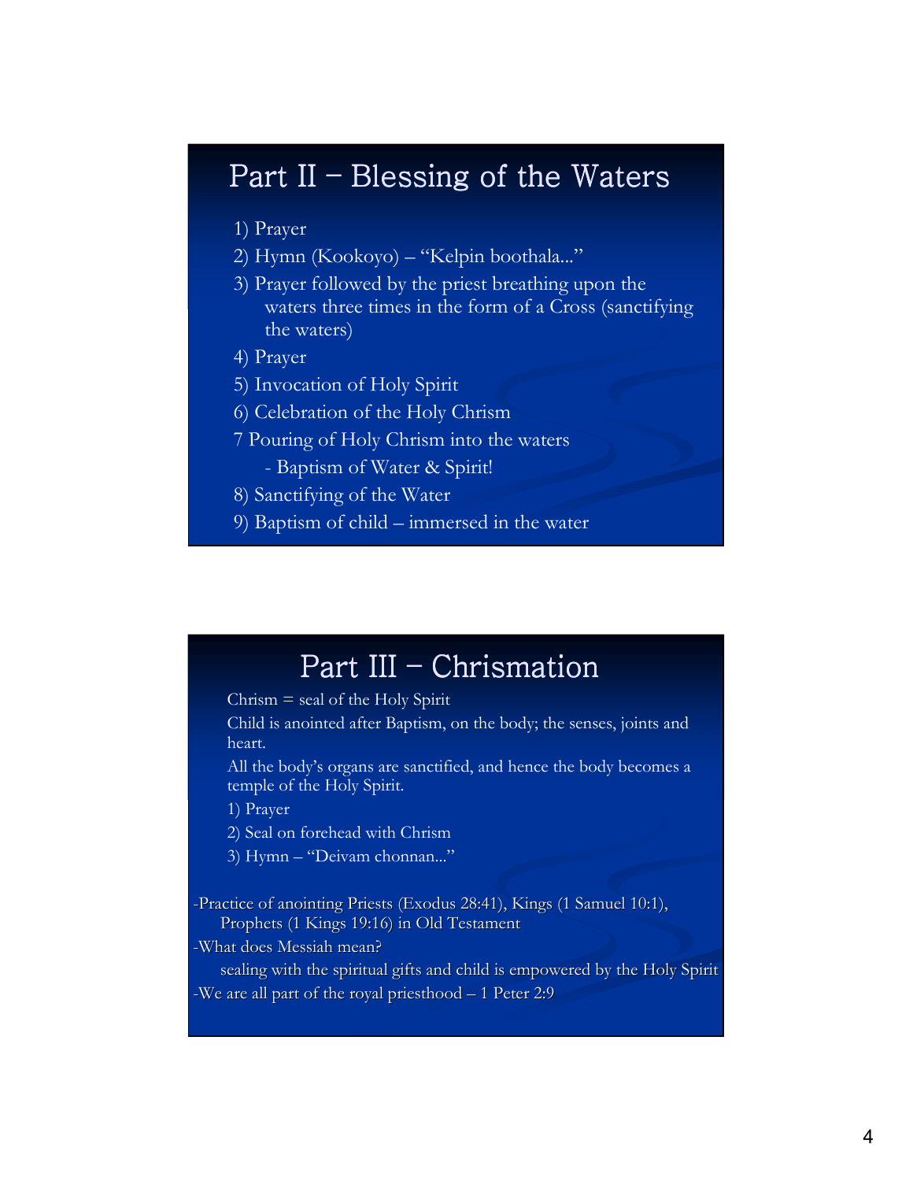## Part II – Blessing of the Waters

1) Prayer
2) Hymn (Kookoyo) – "Kelpin boothala..."
3) Prayer followed by the priest breathing upon the waters three times in the form of a Cross (sanctifying the waters)
4) Prayer
5) Invocation of Holy Spirit
6) Celebration of the Holy Chrism
7 Pouring of Holy Chrism into the waters
   - Baptism of Water & Spirit!
8) Sanctifying of the Water
9) Baptism of child – immersed in the water

## Part III – Chrismation

Chrism = seal of the Holy Spirit

Child is anointed after Baptism, on the body; the senses, joints and heart.

All the body's organs are sanctified, and hence the body becomes a temple of the Holy Spirit.

1) Prayer
2) Seal on forehead with Chrism
3) Hymn – "Deivam chonnan..."

-Practice of anointing Priests (Exodus 28:41), Kings (1 Samuel 10:1), Prophets (1 Kings 19:16) in Old Testament

-What does Messiah mean?
   sealing with the spiritual gifts and child is empowered by the Holy Spirit

-We are all part of the royal priesthood – 1 Peter 2:9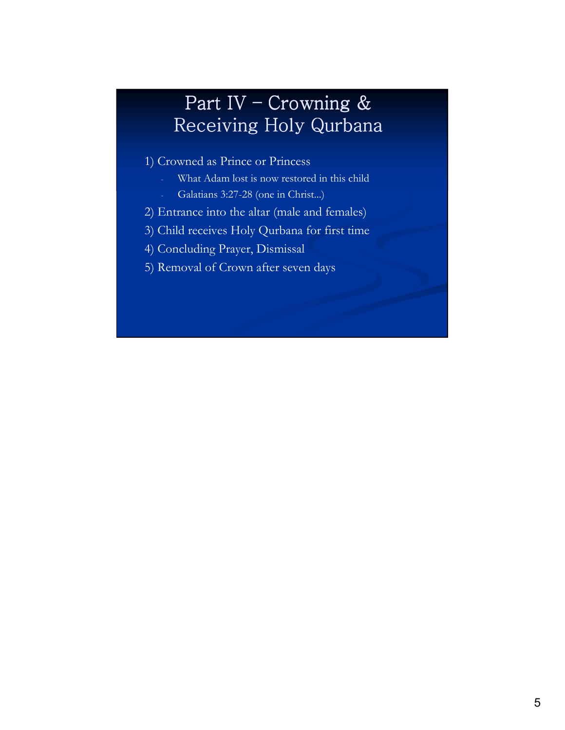# Part IV – Crowning & Receiving Holy Qurbana

1) Crowned as Prince or Princess
   - What Adam lost is now restored in this child
   - Galatians 3:27-28 (one in Christ...)
2) Entrance into the altar (male and females)
3) Child receives Holy Qurbana for first time
4) Concluding Prayer, Dismissal
5) Removal of Crown after seven days